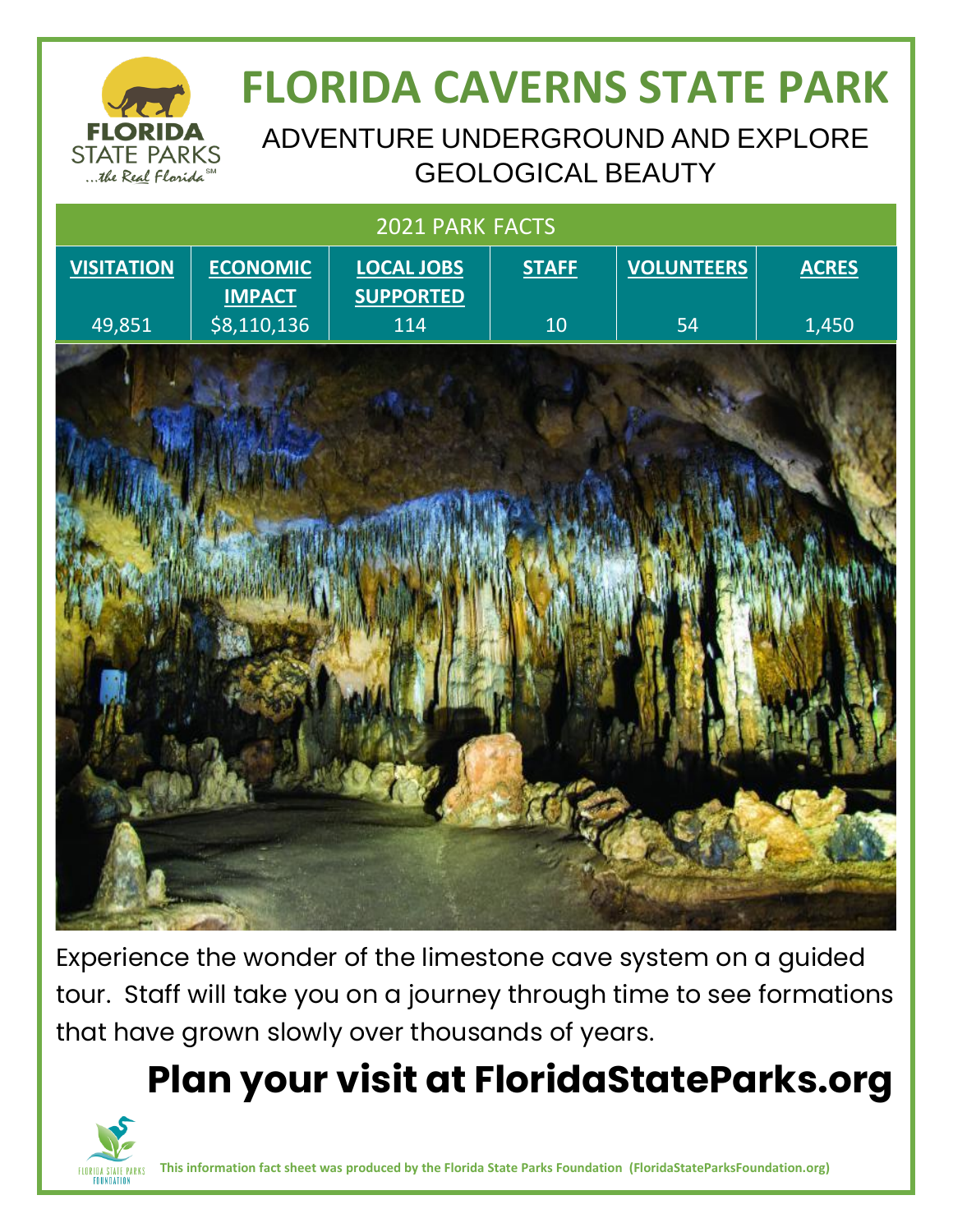# FLORIDA CAVERNS STATE PARK

## ADVENTURE UNDERGROUND AND EXPLORE GEOLOGICAL BEAUTY

2021 PARK FACTS

| VISITATION | ECONOMIC IMPACT | LOCAL JOBS SUPPORTED | STAFF | VOLUNTEERS | ACRES |
|---|---|---|---|---|---|
| 49,851 | $8,110,136 | 114 | 10 | 54 | 1,450 |

Experience the wonder of the limestone cave system on a guided tour. Staff will take you on a journey through time to see formations that have grown slowly over thousands of years.

## Plan your visit at FloridaStateParks.org

**This information fact sheet was produced by the Florida State Parks Foundation (FloridaStateParksFoundation.org)**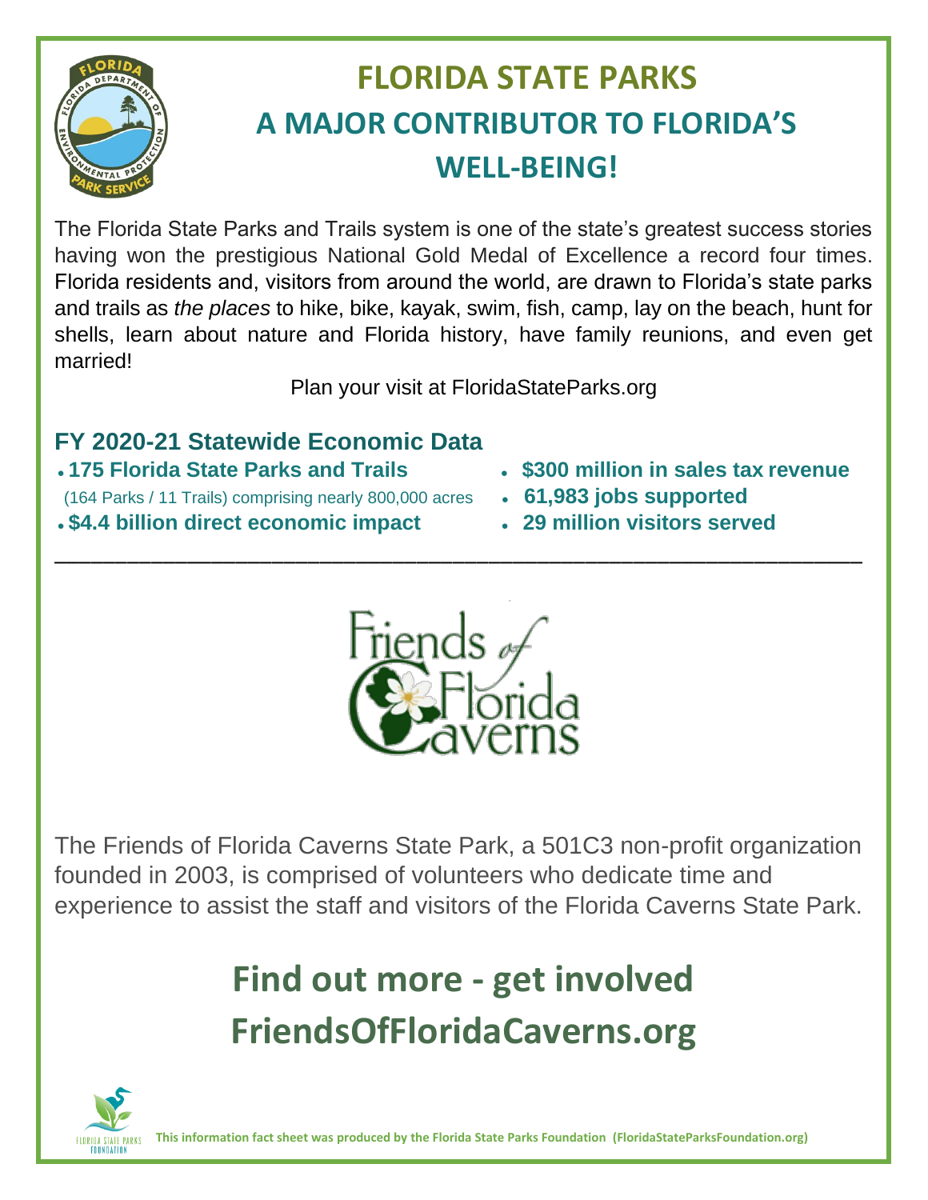# FLORIDA STATE PARKS

## A MAJOR CONTRIBUTOR TO FLORIDA'S WELL-BEING!

The Florida State Parks and Trails system is one of the state's greatest success stories having won the prestigious National Gold Medal of Excellence a record four times. Florida residents and, visitors from around the world, are drawn to Florida's state parks and trails as *the places* to hike, bike, kayak, swim, fish, camp, lay on the beach, hunt for shells, learn about nature and Florida history, have family reunions, and even get married!

Plan your visit at FloridaStateParks.org

### FY 2020-21 Statewide Economic Data

- **175 Florida State Parks and Trails**
  (164 Parks / 11 Trails) comprising nearly 800,000 acres
- **$4.4 billion direct economic impact**
- **$300 million in sales tax revenue**
- **61,983 jobs supported**
- **29 million visitors served**

---

Friends of Florida Caverns

The Friends of Florida Caverns State Park, a 501C3 non-profit organization founded in 2003, is comprised of volunteers who dedicate time and experience to assist the staff and visitors of the Florida Caverns State Park.

## Find out more - get involved
## FriendsOfFloridaCaverns.org

Florida State Parks Foundation

**This information fact sheet was produced by the Florida State Parks Foundation (FloridaStateParksFoundation.org)**